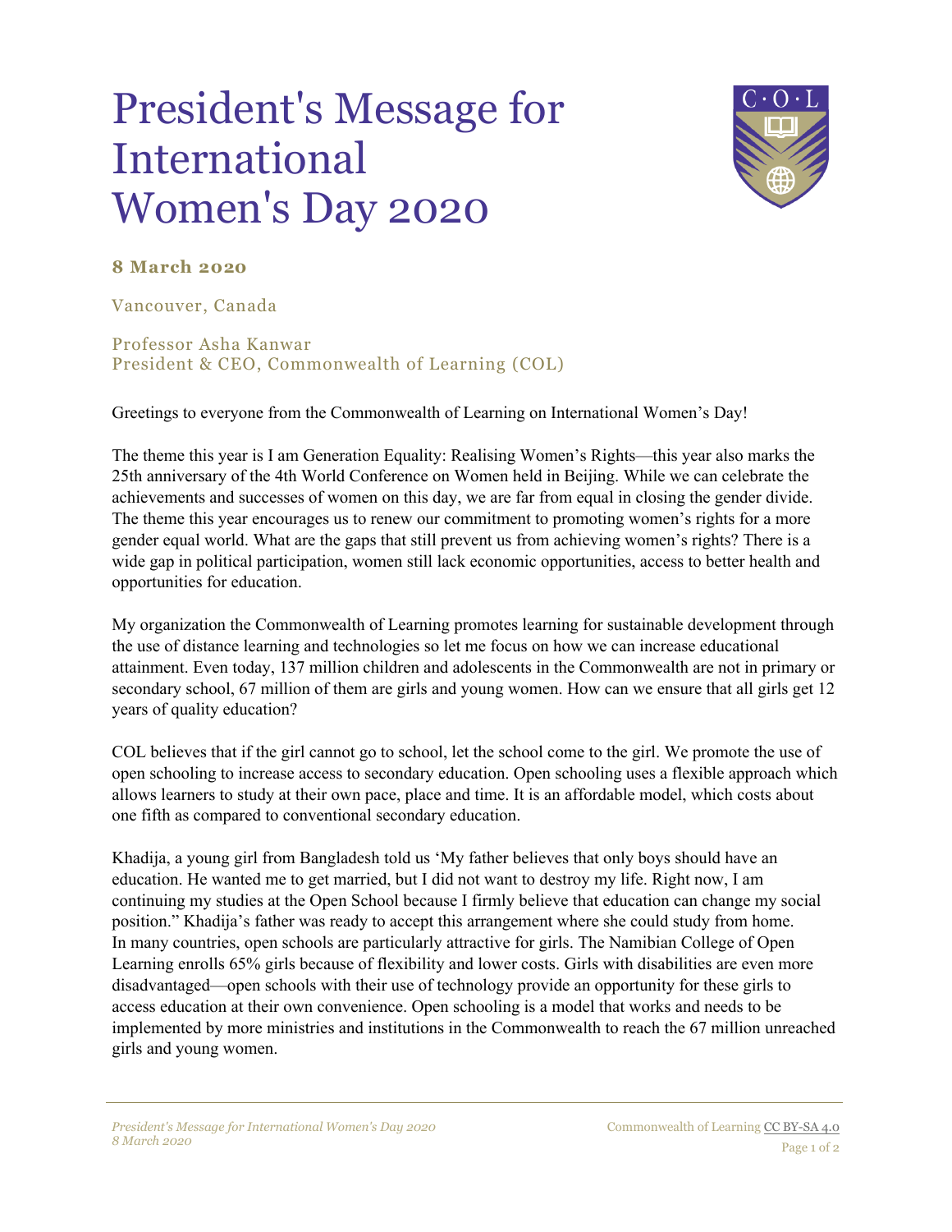# President's Message for International Women's Day 2020

**8 March 2020**

Vancouver, Canada

Professor Asha Kanwar
President & CEO, Commonwealth of Learning (COL)

Greetings to everyone from the Commonwealth of Learning on International Women's Day!

The theme this year is I am Generation Equality: Realising Women's Rights—this year also marks the 25th anniversary of the 4th World Conference on Women held in Beijing. While we can celebrate the achievements and successes of women on this day, we are far from equal in closing the gender divide. The theme this year encourages us to renew our commitment to promoting women's rights for a more gender equal world. What are the gaps that still prevent us from achieving women's rights? There is a wide gap in political participation, women still lack economic opportunities, access to better health and opportunities for education.

My organization the Commonwealth of Learning promotes learning for sustainable development through the use of distance learning and technologies so let me focus on how we can increase educational attainment. Even today, 137 million children and adolescents in the Commonwealth are not in primary or secondary school, 67 million of them are girls and young women. How can we ensure that all girls get 12 years of quality education?

COL believes that if the girl cannot go to school, let the school come to the girl. We promote the use of open schooling to increase access to secondary education. Open schooling uses a flexible approach which allows learners to study at their own pace, place and time. It is an affordable model, which costs about one fifth as compared to conventional secondary education.

Khadija, a young girl from Bangladesh told us 'My father believes that only boys should have an education. He wanted me to get married, but I did not want to destroy my life. Right now, I am continuing my studies at the Open School because I firmly believe that education can change my social position." Khadija's father was ready to accept this arrangement where she could study from home. In many countries, open schools are particularly attractive for girls. The Namibian College of Open Learning enrolls 65% girls because of flexibility and lower costs. Girls with disabilities are even more disadvantaged—open schools with their use of technology provide an opportunity for these girls to access education at their own convenience. Open schooling is a model that works and needs to be implemented by more ministries and institutions in the Commonwealth to reach the 67 million unreached girls and young women.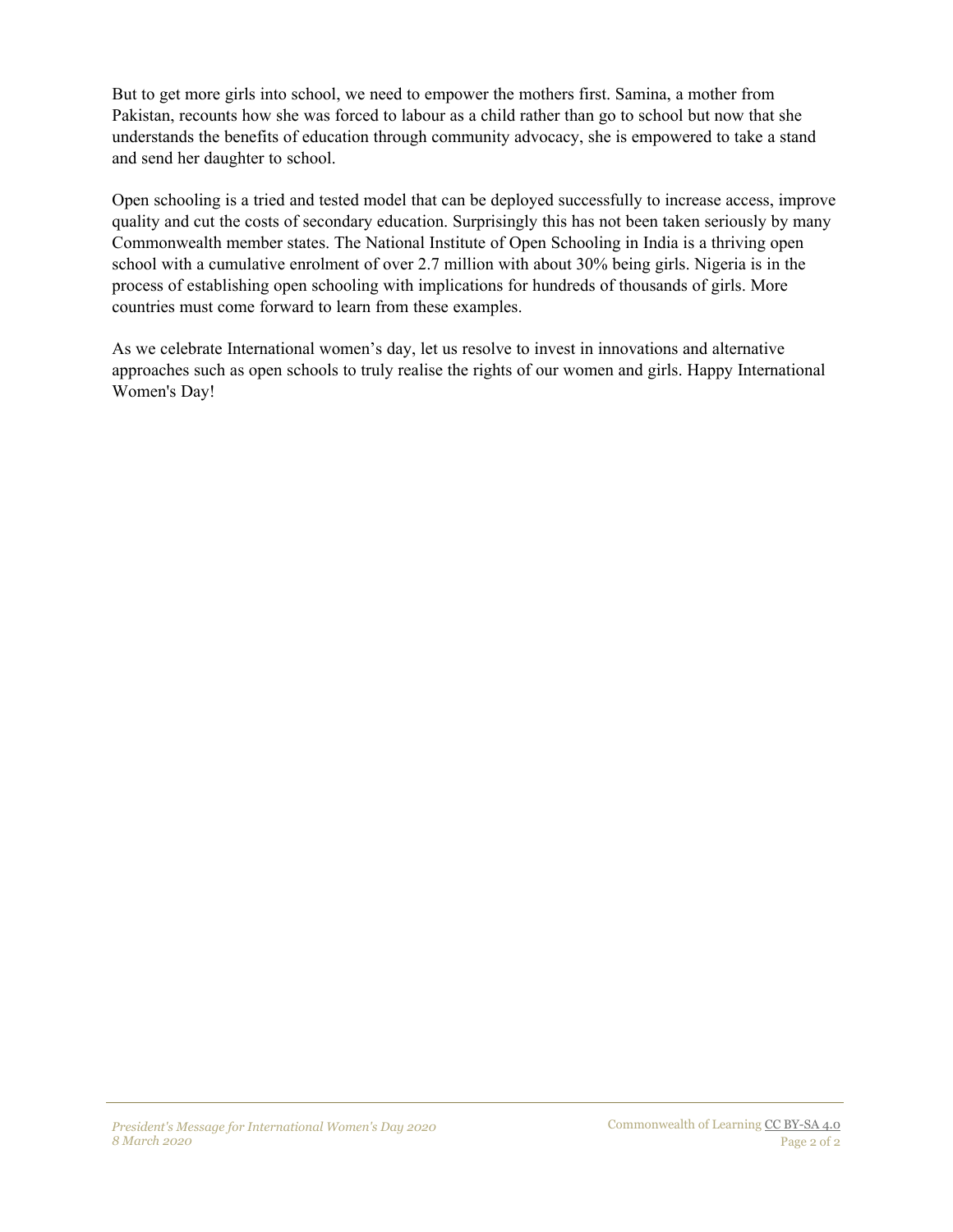But to get more girls into school, we need to empower the mothers first. Samina, a mother from Pakistan, recounts how she was forced to labour as a child rather than go to school but now that she understands the benefits of education through community advocacy, she is empowered to take a stand and send her daughter to school.

Open schooling is a tried and tested model that can be deployed successfully to increase access, improve quality and cut the costs of secondary education. Surprisingly this has not been taken seriously by many Commonwealth member states. The National Institute of Open Schooling in India is a thriving open school with a cumulative enrolment of over 2.7 million with about 30% being girls. Nigeria is in the process of establishing open schooling with implications for hundreds of thousands of girls. More countries must come forward to learn from these examples.

As we celebrate International women's day, let us resolve to invest in innovations and alternative approaches such as open schools to truly realise the rights of our women and girls. Happy International Women's Day!